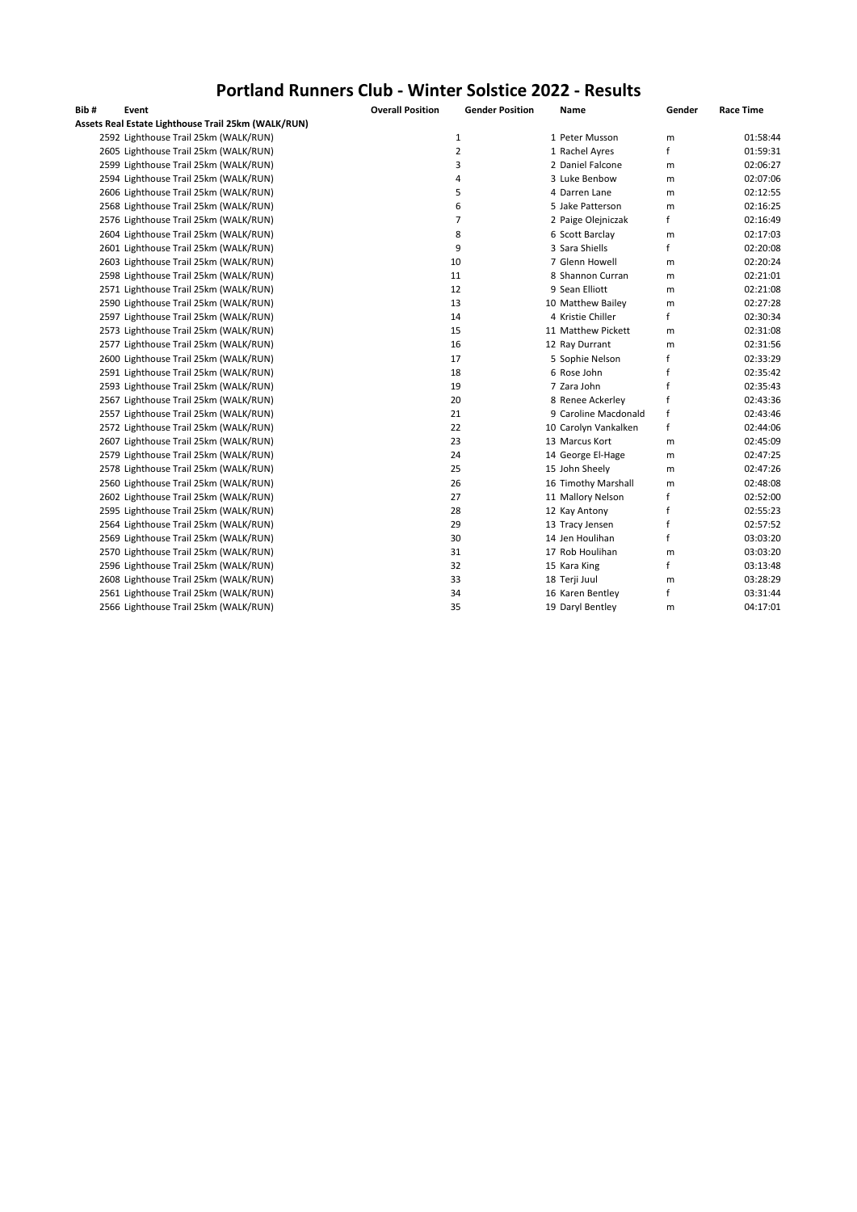# Portland Runners Club - Winter Solstice 2022 - Results

| Bib # | Event | Overall Position | Gender Position | Name | Gender | Race Time |
|---|---|---|---|---|---|---|
| **Assets Real Estate Lighthouse Trail 25km (WALK/RUN)** | | | | | | |
| 2592 | Lighthouse Trail 25km (WALK/RUN) | 1 | 1 | Peter Musson | m | 01:58:44 |
| 2605 | Lighthouse Trail 25km (WALK/RUN) | 2 | 1 | Rachel Ayres | f | 01:59:31 |
| 2599 | Lighthouse Trail 25km (WALK/RUN) | 3 | 2 | Daniel Falcone | m | 02:06:27 |
| 2594 | Lighthouse Trail 25km (WALK/RUN) | 4 | 3 | Luke Benbow | m | 02:07:06 |
| 2606 | Lighthouse Trail 25km (WALK/RUN) | 5 | 4 | Darren Lane | m | 02:12:55 |
| 2568 | Lighthouse Trail 25km (WALK/RUN) | 6 | 5 | Jake Patterson | m | 02:16:25 |
| 2576 | Lighthouse Trail 25km (WALK/RUN) | 7 | 2 | Paige Olejniczak | f | 02:16:49 |
| 2604 | Lighthouse Trail 25km (WALK/RUN) | 8 | 6 | Scott Barclay | m | 02:17:03 |
| 2601 | Lighthouse Trail 25km (WALK/RUN) | 9 | 3 | Sara Shiells | f | 02:20:08 |
| 2603 | Lighthouse Trail 25km (WALK/RUN) | 10 | 7 | Glenn Howell | m | 02:20:24 |
| 2598 | Lighthouse Trail 25km (WALK/RUN) | 11 | 8 | Shannon Curran | m | 02:21:01 |
| 2571 | Lighthouse Trail 25km (WALK/RUN) | 12 | 9 | Sean Elliott | m | 02:21:08 |
| 2590 | Lighthouse Trail 25km (WALK/RUN) | 13 | 10 | Matthew Bailey | m | 02:27:28 |
| 2597 | Lighthouse Trail 25km (WALK/RUN) | 14 | 4 | Kristie Chiller | f | 02:30:34 |
| 2573 | Lighthouse Trail 25km (WALK/RUN) | 15 | 11 | Matthew Pickett | m | 02:31:08 |
| 2577 | Lighthouse Trail 25km (WALK/RUN) | 16 | 12 | Ray Durrant | m | 02:31:56 |
| 2600 | Lighthouse Trail 25km (WALK/RUN) | 17 | 5 | Sophie Nelson | f | 02:33:29 |
| 2591 | Lighthouse Trail 25km (WALK/RUN) | 18 | 6 | Rose John | f | 02:35:42 |
| 2593 | Lighthouse Trail 25km (WALK/RUN) | 19 | 7 | Zara John | f | 02:35:43 |
| 2567 | Lighthouse Trail 25km (WALK/RUN) | 20 | 8 | Renee Ackerley | f | 02:43:36 |
| 2557 | Lighthouse Trail 25km (WALK/RUN) | 21 | 9 | Caroline Macdonald | f | 02:43:46 |
| 2572 | Lighthouse Trail 25km (WALK/RUN) | 22 | 10 | Carolyn Vankalken | f | 02:44:06 |
| 2607 | Lighthouse Trail 25km (WALK/RUN) | 23 | 13 | Marcus Kort | m | 02:45:09 |
| 2579 | Lighthouse Trail 25km (WALK/RUN) | 24 | 14 | George El-Hage | m | 02:47:25 |
| 2578 | Lighthouse Trail 25km (WALK/RUN) | 25 | 15 | John Sheely | m | 02:47:26 |
| 2560 | Lighthouse Trail 25km (WALK/RUN) | 26 | 16 | Timothy Marshall | m | 02:48:08 |
| 2602 | Lighthouse Trail 25km (WALK/RUN) | 27 | 11 | Mallory Nelson | f | 02:52:00 |
| 2595 | Lighthouse Trail 25km (WALK/RUN) | 28 | 12 | Kay Antony | f | 02:55:23 |
| 2564 | Lighthouse Trail 25km (WALK/RUN) | 29 | 13 | Tracy Jensen | f | 02:57:52 |
| 2569 | Lighthouse Trail 25km (WALK/RUN) | 30 | 14 | Jen Houlihan | f | 03:03:20 |
| 2570 | Lighthouse Trail 25km (WALK/RUN) | 31 | 17 | Rob Houlihan | m | 03:03:20 |
| 2596 | Lighthouse Trail 25km (WALK/RUN) | 32 | 15 | Kara King | f | 03:13:48 |
| 2608 | Lighthouse Trail 25km (WALK/RUN) | 33 | 18 | Terji Juul | m | 03:28:29 |
| 2561 | Lighthouse Trail 25km (WALK/RUN) | 34 | 16 | Karen Bentley | f | 03:31:44 |
| 2566 | Lighthouse Trail 25km (WALK/RUN) | 35 | 19 | Daryl Bentley | m | 04:17:01 |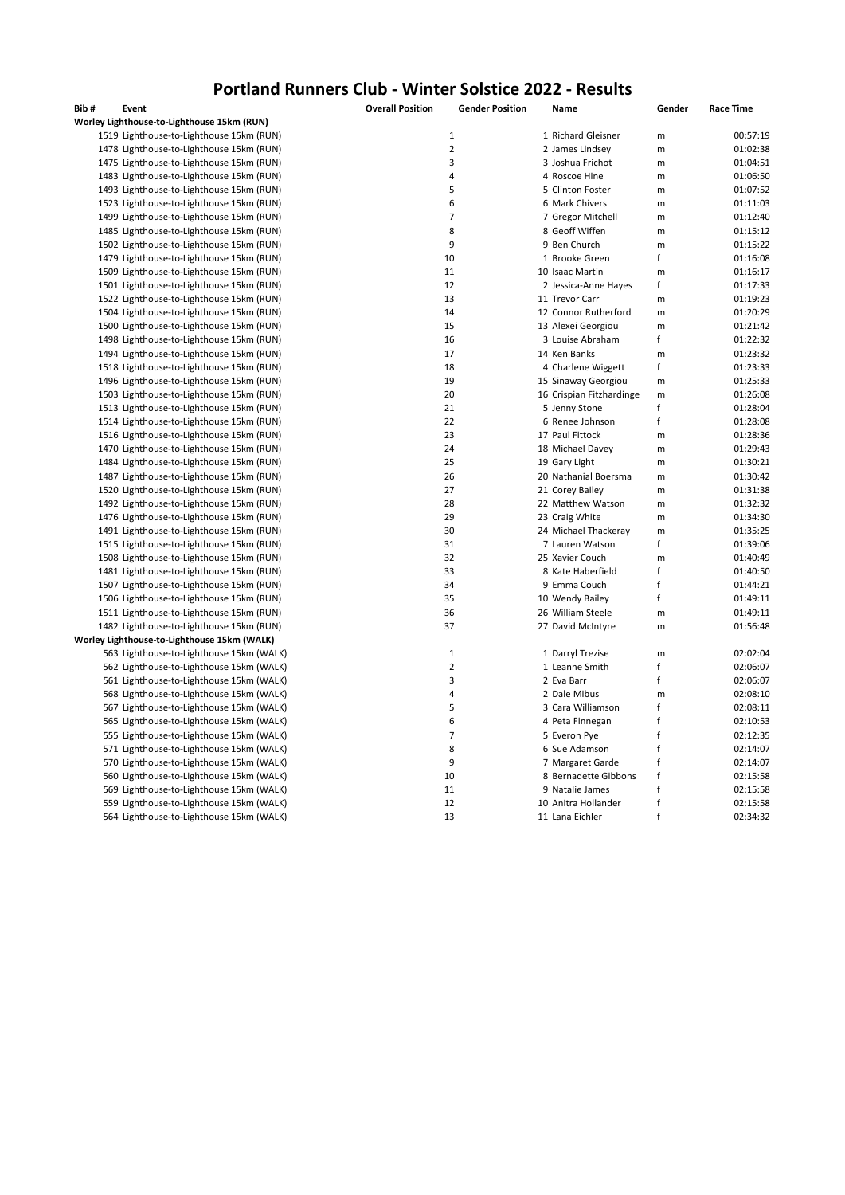# Portland Runners Club - Winter Solstice 2022 - Results

| Bib # | Event | Overall Position | Gender Position | Name | Gender | Race Time |
|---|---|---|---|---|---|---|
| **Worley Lighthouse-to-Lighthouse 15km (RUN)** | | | | | | |
| 1519 | Lighthouse-to-Lighthouse 15km (RUN) | 1 | 1 | Richard Gleisner | m | 00:57:19 |
| 1478 | Lighthouse-to-Lighthouse 15km (RUN) | 2 | 2 | James Lindsey | m | 01:02:38 |
| 1475 | Lighthouse-to-Lighthouse 15km (RUN) | 3 | 3 | Joshua Frichot | m | 01:04:51 |
| 1483 | Lighthouse-to-Lighthouse 15km (RUN) | 4 | 4 | Roscoe Hine | m | 01:06:50 |
| 1493 | Lighthouse-to-Lighthouse 15km (RUN) | 5 | 5 | Clinton Foster | m | 01:07:52 |
| 1523 | Lighthouse-to-Lighthouse 15km (RUN) | 6 | 6 | Mark Chivers | m | 01:11:03 |
| 1499 | Lighthouse-to-Lighthouse 15km (RUN) | 7 | 7 | Gregor Mitchell | m | 01:12:40 |
| 1485 | Lighthouse-to-Lighthouse 15km (RUN) | 8 | 8 | Geoff Wiffen | m | 01:15:12 |
| 1502 | Lighthouse-to-Lighthouse 15km (RUN) | 9 | 9 | Ben Church | m | 01:15:22 |
| 1479 | Lighthouse-to-Lighthouse 15km (RUN) | 10 | 1 | Brooke Green | f | 01:16:08 |
| 1509 | Lighthouse-to-Lighthouse 15km (RUN) | 11 | 10 | Isaac Martin | m | 01:16:17 |
| 1501 | Lighthouse-to-Lighthouse 15km (RUN) | 12 | 2 | Jessica-Anne Hayes | f | 01:17:33 |
| 1522 | Lighthouse-to-Lighthouse 15km (RUN) | 13 | 11 | Trevor Carr | m | 01:19:23 |
| 1504 | Lighthouse-to-Lighthouse 15km (RUN) | 14 | 12 | Connor Rutherford | m | 01:20:29 |
| 1500 | Lighthouse-to-Lighthouse 15km (RUN) | 15 | 13 | Alexei Georgiou | m | 01:21:42 |
| 1498 | Lighthouse-to-Lighthouse 15km (RUN) | 16 | 3 | Louise Abraham | f | 01:22:32 |
| 1494 | Lighthouse-to-Lighthouse 15km (RUN) | 17 | 14 | Ken Banks | m | 01:23:32 |
| 1518 | Lighthouse-to-Lighthouse 15km (RUN) | 18 | 4 | Charlene Wiggett | f | 01:23:33 |
| 1496 | Lighthouse-to-Lighthouse 15km (RUN) | 19 | 15 | Sinaway Georgiou | m | 01:25:33 |
| 1503 | Lighthouse-to-Lighthouse 15km (RUN) | 20 | 16 | Crispian Fitzhardinge | m | 01:26:08 |
| 1513 | Lighthouse-to-Lighthouse 15km (RUN) | 21 | 5 | Jenny Stone | f | 01:28:04 |
| 1514 | Lighthouse-to-Lighthouse 15km (RUN) | 22 | 6 | Renee Johnson | f | 01:28:08 |
| 1516 | Lighthouse-to-Lighthouse 15km (RUN) | 23 | 17 | Paul Fittock | m | 01:28:36 |
| 1470 | Lighthouse-to-Lighthouse 15km (RUN) | 24 | 18 | Michael Davey | m | 01:29:43 |
| 1484 | Lighthouse-to-Lighthouse 15km (RUN) | 25 | 19 | Gary Light | m | 01:30:21 |
| 1487 | Lighthouse-to-Lighthouse 15km (RUN) | 26 | 20 | Nathanial Boersma | m | 01:30:42 |
| 1520 | Lighthouse-to-Lighthouse 15km (RUN) | 27 | 21 | Corey Bailey | m | 01:31:38 |
| 1492 | Lighthouse-to-Lighthouse 15km (RUN) | 28 | 22 | Matthew Watson | m | 01:32:32 |
| 1476 | Lighthouse-to-Lighthouse 15km (RUN) | 29 | 23 | Craig White | m | 01:34:30 |
| 1491 | Lighthouse-to-Lighthouse 15km (RUN) | 30 | 24 | Michael Thackeray | m | 01:35:25 |
| 1515 | Lighthouse-to-Lighthouse 15km (RUN) | 31 | 7 | Lauren Watson | f | 01:39:06 |
| 1508 | Lighthouse-to-Lighthouse 15km (RUN) | 32 | 25 | Xavier Couch | m | 01:40:49 |
| 1481 | Lighthouse-to-Lighthouse 15km (RUN) | 33 | 8 | Kate Haberfield | f | 01:40:50 |
| 1507 | Lighthouse-to-Lighthouse 15km (RUN) | 34 | 9 | Emma Couch | f | 01:44:21 |
| 1506 | Lighthouse-to-Lighthouse 15km (RUN) | 35 | 10 | Wendy Bailey | f | 01:49:11 |
| 1511 | Lighthouse-to-Lighthouse 15km (RUN) | 36 | 26 | William Steele | m | 01:49:11 |
| 1482 | Lighthouse-to-Lighthouse 15km (RUN) | 37 | 27 | David McIntyre | m | 01:56:48 |
| **Worley Lighthouse-to-Lighthouse 15km (WALK)** | | | | | | |
| 563 | Lighthouse-to-Lighthouse 15km (WALK) | 1 | 1 | Darryl Trezise | m | 02:02:04 |
| 562 | Lighthouse-to-Lighthouse 15km (WALK) | 2 | 1 | Leanne Smith | f | 02:06:07 |
| 561 | Lighthouse-to-Lighthouse 15km (WALK) | 3 | 2 | Eva Barr | f | 02:06:07 |
| 568 | Lighthouse-to-Lighthouse 15km (WALK) | 4 | 2 | Dale Mibus | m | 02:08:10 |
| 567 | Lighthouse-to-Lighthouse 15km (WALK) | 5 | 3 | Cara Williamson | f | 02:08:11 |
| 565 | Lighthouse-to-Lighthouse 15km (WALK) | 6 | 4 | Peta Finnegan | f | 02:10:53 |
| 555 | Lighthouse-to-Lighthouse 15km (WALK) | 7 | 5 | Everon Pye | f | 02:12:35 |
| 571 | Lighthouse-to-Lighthouse 15km (WALK) | 8 | 6 | Sue Adamson | f | 02:14:07 |
| 570 | Lighthouse-to-Lighthouse 15km (WALK) | 9 | 7 | Margaret Garde | f | 02:14:07 |
| 560 | Lighthouse-to-Lighthouse 15km (WALK) | 10 | 8 | Bernadette Gibbons | f | 02:15:58 |
| 569 | Lighthouse-to-Lighthouse 15km (WALK) | 11 | 9 | Natalie James | f | 02:15:58 |
| 559 | Lighthouse-to-Lighthouse 15km (WALK) | 12 | 10 | Anitra Hollander | f | 02:15:58 |
| 564 | Lighthouse-to-Lighthouse 15km (WALK) | 13 | 11 | Lana Eichler | f | 02:34:32 |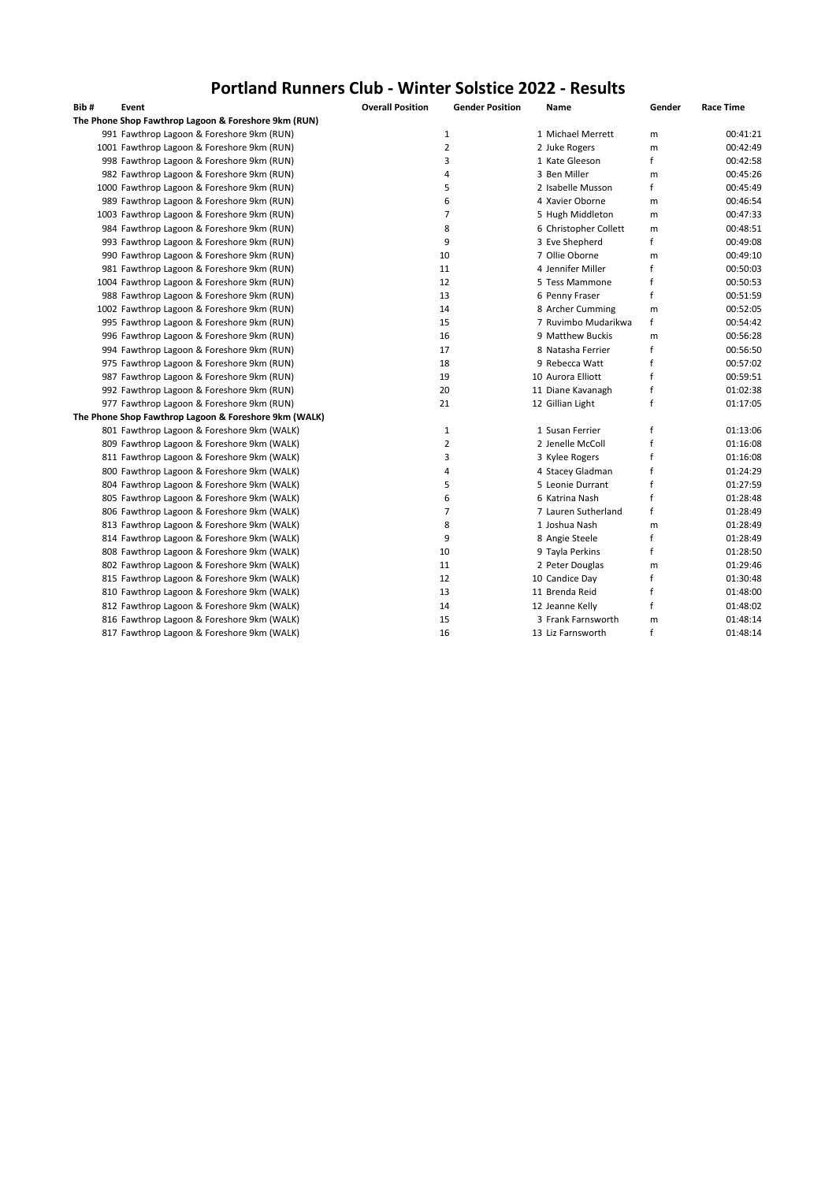# Portland Runners Club - Winter Solstice 2022 - Results

| Bib # | Event | Overall Position | Gender Position | Name | Gender | Race Time |
|---|---|---|---|---|---|---|
| **The Phone Shop Fawthrop Lagoon & Foreshore 9km (RUN)** | | | | | | |
| 991 | Fawthrop Lagoon & Foreshore 9km (RUN) | 1 | 1 | Michael Merrett | m | 00:41:21 |
| 1001 | Fawthrop Lagoon & Foreshore 9km (RUN) | 2 | 2 | Juke Rogers | m | 00:42:49 |
| 998 | Fawthrop Lagoon & Foreshore 9km (RUN) | 3 | 1 | Kate Gleeson | f | 00:42:58 |
| 982 | Fawthrop Lagoon & Foreshore 9km (RUN) | 4 | 3 | Ben Miller | m | 00:45:26 |
| 1000 | Fawthrop Lagoon & Foreshore 9km (RUN) | 5 | 2 | Isabelle Musson | f | 00:45:49 |
| 989 | Fawthrop Lagoon & Foreshore 9km (RUN) | 6 | 4 | Xavier Oborne | m | 00:46:54 |
| 1003 | Fawthrop Lagoon & Foreshore 9km (RUN) | 7 | 5 | Hugh Middleton | m | 00:47:33 |
| 984 | Fawthrop Lagoon & Foreshore 9km (RUN) | 8 | 6 | Christopher Collett | m | 00:48:51 |
| 993 | Fawthrop Lagoon & Foreshore 9km (RUN) | 9 | 3 | Eve Shepherd | f | 00:49:08 |
| 990 | Fawthrop Lagoon & Foreshore 9km (RUN) | 10 | 7 | Ollie Oborne | m | 00:49:10 |
| 981 | Fawthrop Lagoon & Foreshore 9km (RUN) | 11 | 4 | Jennifer Miller | f | 00:50:03 |
| 1004 | Fawthrop Lagoon & Foreshore 9km (RUN) | 12 | 5 | Tess Mammone | f | 00:50:53 |
| 988 | Fawthrop Lagoon & Foreshore 9km (RUN) | 13 | 6 | Penny Fraser | f | 00:51:59 |
| 1002 | Fawthrop Lagoon & Foreshore 9km (RUN) | 14 | 8 | Archer Cumming | m | 00:52:05 |
| 995 | Fawthrop Lagoon & Foreshore 9km (RUN) | 15 | 7 | Ruvimbo Mudarikwa | f | 00:54:42 |
| 996 | Fawthrop Lagoon & Foreshore 9km (RUN) | 16 | 9 | Matthew Buckis | m | 00:56:28 |
| 994 | Fawthrop Lagoon & Foreshore 9km (RUN) | 17 | 8 | Natasha Ferrier | f | 00:56:50 |
| 975 | Fawthrop Lagoon & Foreshore 9km (RUN) | 18 | 9 | Rebecca Watt | f | 00:57:02 |
| 987 | Fawthrop Lagoon & Foreshore 9km (RUN) | 19 | 10 | Aurora Elliott | f | 00:59:51 |
| 992 | Fawthrop Lagoon & Foreshore 9km (RUN) | 20 | 11 | Diane Kavanagh | f | 01:02:38 |
| 977 | Fawthrop Lagoon & Foreshore 9km (RUN) | 21 | 12 | Gillian Light | f | 01:17:05 |
| **The Phone Shop Fawthrop Lagoon & Foreshore 9km (WALK)** | | | | | | |
| 801 | Fawthrop Lagoon & Foreshore 9km (WALK) | 1 | 1 | Susan Ferrier | f | 01:13:06 |
| 809 | Fawthrop Lagoon & Foreshore 9km (WALK) | 2 | 2 | Jenelle McColl | f | 01:16:08 |
| 811 | Fawthrop Lagoon & Foreshore 9km (WALK) | 3 | 3 | Kylee Rogers | f | 01:16:08 |
| 800 | Fawthrop Lagoon & Foreshore 9km (WALK) | 4 | 4 | Stacey Gladman | f | 01:24:29 |
| 804 | Fawthrop Lagoon & Foreshore 9km (WALK) | 5 | 5 | Leonie Durrant | f | 01:27:59 |
| 805 | Fawthrop Lagoon & Foreshore 9km (WALK) | 6 | 6 | Katrina Nash | f | 01:28:48 |
| 806 | Fawthrop Lagoon & Foreshore 9km (WALK) | 7 | 7 | Lauren Sutherland | f | 01:28:49 |
| 813 | Fawthrop Lagoon & Foreshore 9km (WALK) | 8 | 1 | Joshua Nash | m | 01:28:49 |
| 814 | Fawthrop Lagoon & Foreshore 9km (WALK) | 9 | 8 | Angie Steele | f | 01:28:49 |
| 808 | Fawthrop Lagoon & Foreshore 9km (WALK) | 10 | 9 | Tayla Perkins | f | 01:28:50 |
| 802 | Fawthrop Lagoon & Foreshore 9km (WALK) | 11 | 2 | Peter Douglas | m | 01:29:46 |
| 815 | Fawthrop Lagoon & Foreshore 9km (WALK) | 12 | 10 | Candice Day | f | 01:30:48 |
| 810 | Fawthrop Lagoon & Foreshore 9km (WALK) | 13 | 11 | Brenda Reid | f | 01:48:00 |
| 812 | Fawthrop Lagoon & Foreshore 9km (WALK) | 14 | 12 | Jeanne Kelly | f | 01:48:02 |
| 816 | Fawthrop Lagoon & Foreshore 9km (WALK) | 15 | 3 | Frank Farnsworth | m | 01:48:14 |
| 817 | Fawthrop Lagoon & Foreshore 9km (WALK) | 16 | 13 | Liz Farnsworth | f | 01:48:14 |